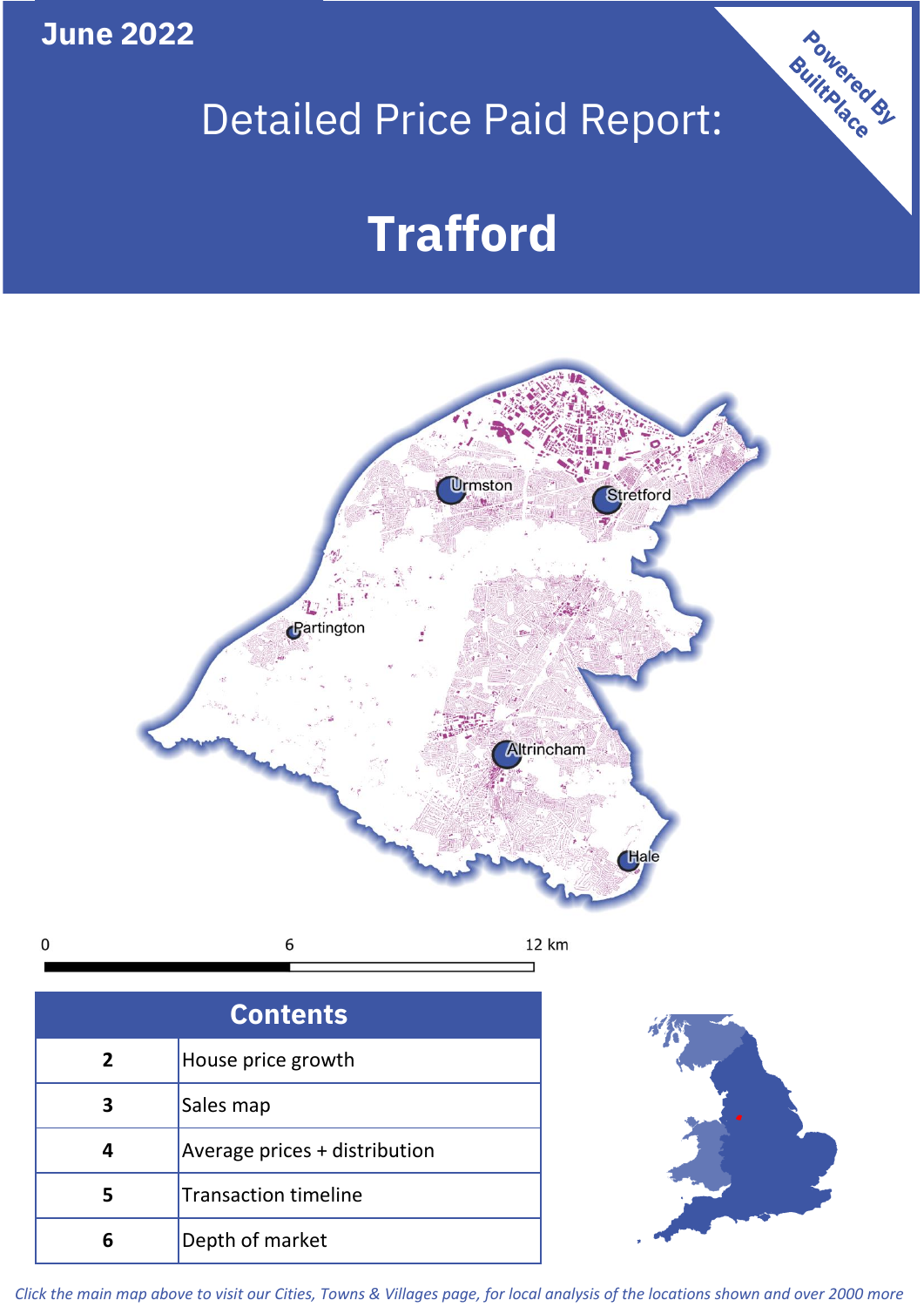June 2022

# Detailed Price Paid Report:

# Trafford

Powered By BuiltPlace

0 6 12 km

| Contents | |
|---|---|
| 2 | House price growth |
| 3 | Sales map |
| 4 | Average prices + distribution |
| 5 | Transaction timeline |
| 6 | Depth of market |

*Click the main map above to visit our Cities, Towns & Villages page, for local analysis of the locations shown and over 2000 more*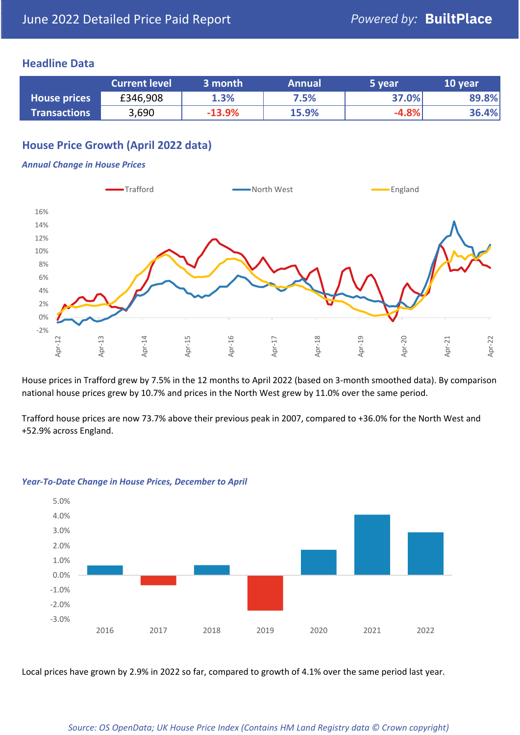# June 2022 Detailed Price Paid Report

Powered by: **BuiltPlace**

## Headline Data

| | Current level | 3 month | Annual | 5 year | 10 year |
|---|---|---|---|---|---|
| **House prices** | £346,908 | 1.3% | 7.5% | 37.0% | 89.8% |
| **Transactions** | 3,690 | -13.9% | 15.9% | -4.8% | 36.4% |

## House Price Growth (April 2022 data)

### *Annual Change in House Prices*

House prices in Trafford grew by 7.5% in the 12 months to April 2022 (based on 3-month smoothed data). By comparison national house prices grew by 10.7% and prices in the North West grew by 11.0% over the same period.

Trafford house prices are now 73.7% above their previous peak in 2007, compared to +36.0% for the North West and +52.9% across England.

### *Year-To-Date Change in House Prices, December to April*

Local prices have grown by 2.9% in 2022 so far, compared to growth of 4.1% over the same period last year.

*Source: OS OpenData; UK House Price Index (Contains HM Land Registry data © Crown copyright)*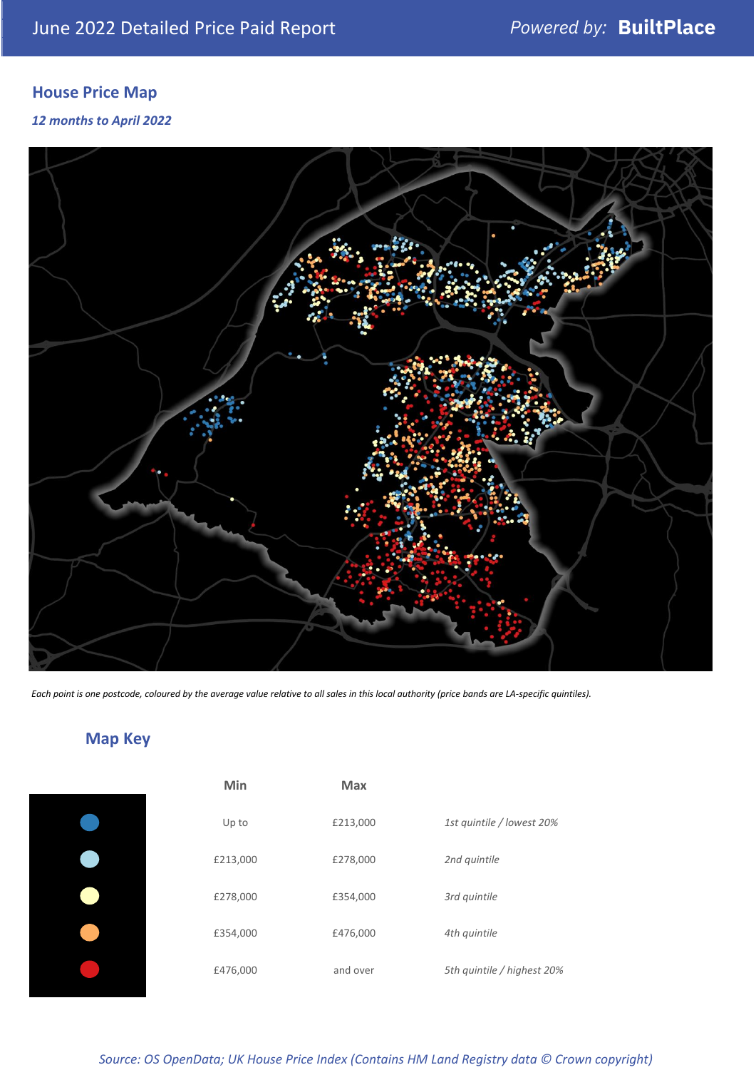# June 2022 Detailed Price Paid Report

Powered by: **BuiltPlace**

## House Price Map

*12 months to April 2022*

*Each point is one postcode, coloured by the average value relative to all sales in this local authority (price bands are LA-specific quintiles).*

## Map Key

| | Min | Max | |
|---|---|---|---|
| Dark blue | Up to | £213,000 | *1st quintile / lowest 20%* |
| Light blue | £213,000 | £278,000 | *2nd quintile* |
| Pale yellow | £278,000 | £354,000 | *3rd quintile* |
| Orange | £354,000 | £476,000 | *4th quintile* |
| Red | £476,000 | and over | *5th quintile / highest 20%* |

*Source: OS OpenData; UK House Price Index (Contains HM Land Registry data © Crown copyright)*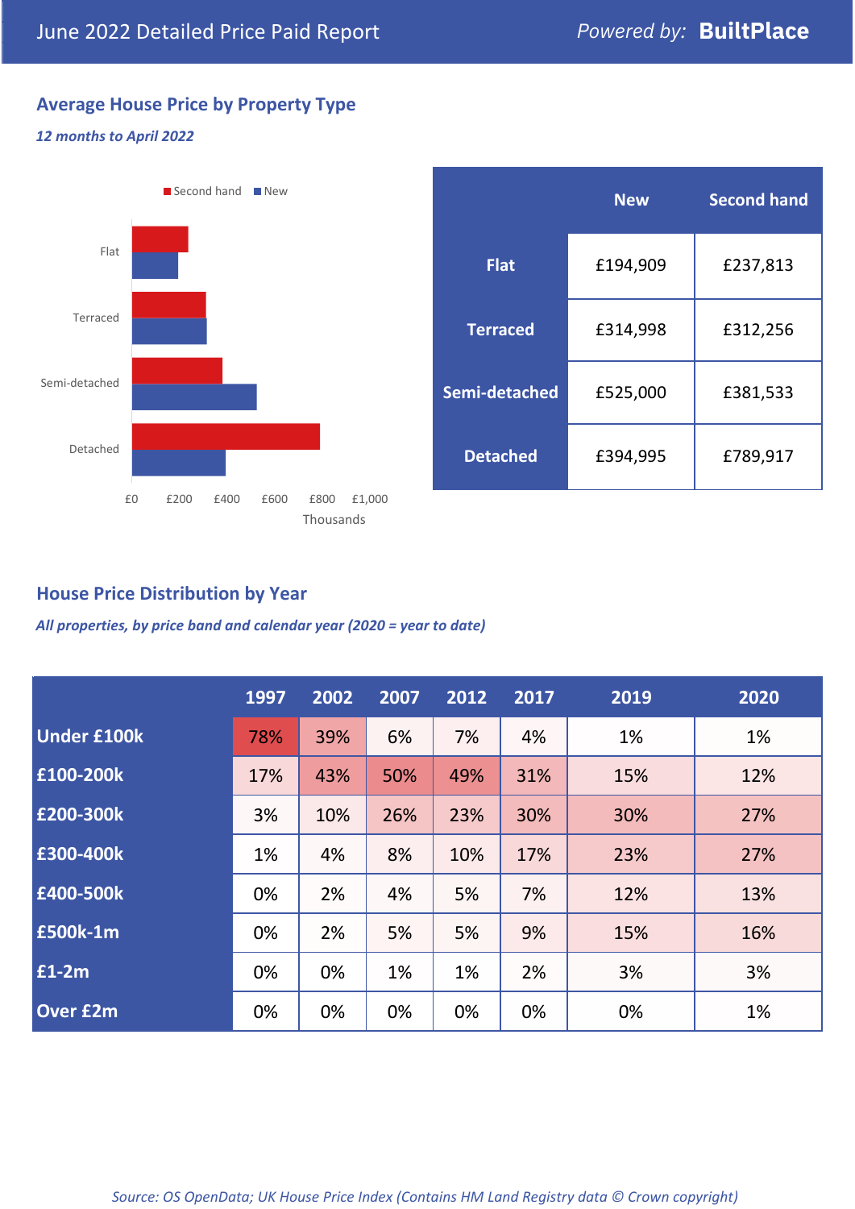June 2022 Detailed Price Paid Report — *Powered by:* **BuiltPlace**

## Average House Price by Property Type

*12 months to April 2022*

| | New | Second hand |
|---|---|---|
| **Flat** | £194,909 | £237,813 |
| **Terraced** | £314,998 | £312,256 |
| **Semi-detached** | £525,000 | £381,533 |
| **Detached** | £394,995 | £789,917 |

## House Price Distribution by Year

*All properties, by price band and calendar year (2020 = year to date)*

| | 1997 | 2002 | 2007 | 2012 | 2017 | 2019 | 2020 |
|---|---|---|---|---|---|---|---|
| **Under £100k** | 78% | 39% | 6% | 7% | 4% | 1% | 1% |
| **£100-200k** | 17% | 43% | 50% | 49% | 31% | 15% | 12% |
| **£200-300k** | 3% | 10% | 26% | 23% | 30% | 30% | 27% |
| **£300-400k** | 1% | 4% | 8% | 10% | 17% | 23% | 27% |
| **£400-500k** | 0% | 2% | 4% | 5% | 7% | 12% | 13% |
| **£500k-1m** | 0% | 2% | 5% | 5% | 9% | 15% | 16% |
| **£1-2m** | 0% | 0% | 1% | 1% | 2% | 3% | 3% |
| **Over £2m** | 0% | 0% | 0% | 0% | 0% | 0% | 1% |

*Source: OS OpenData; UK House Price Index (Contains HM Land Registry data © Crown copyright)*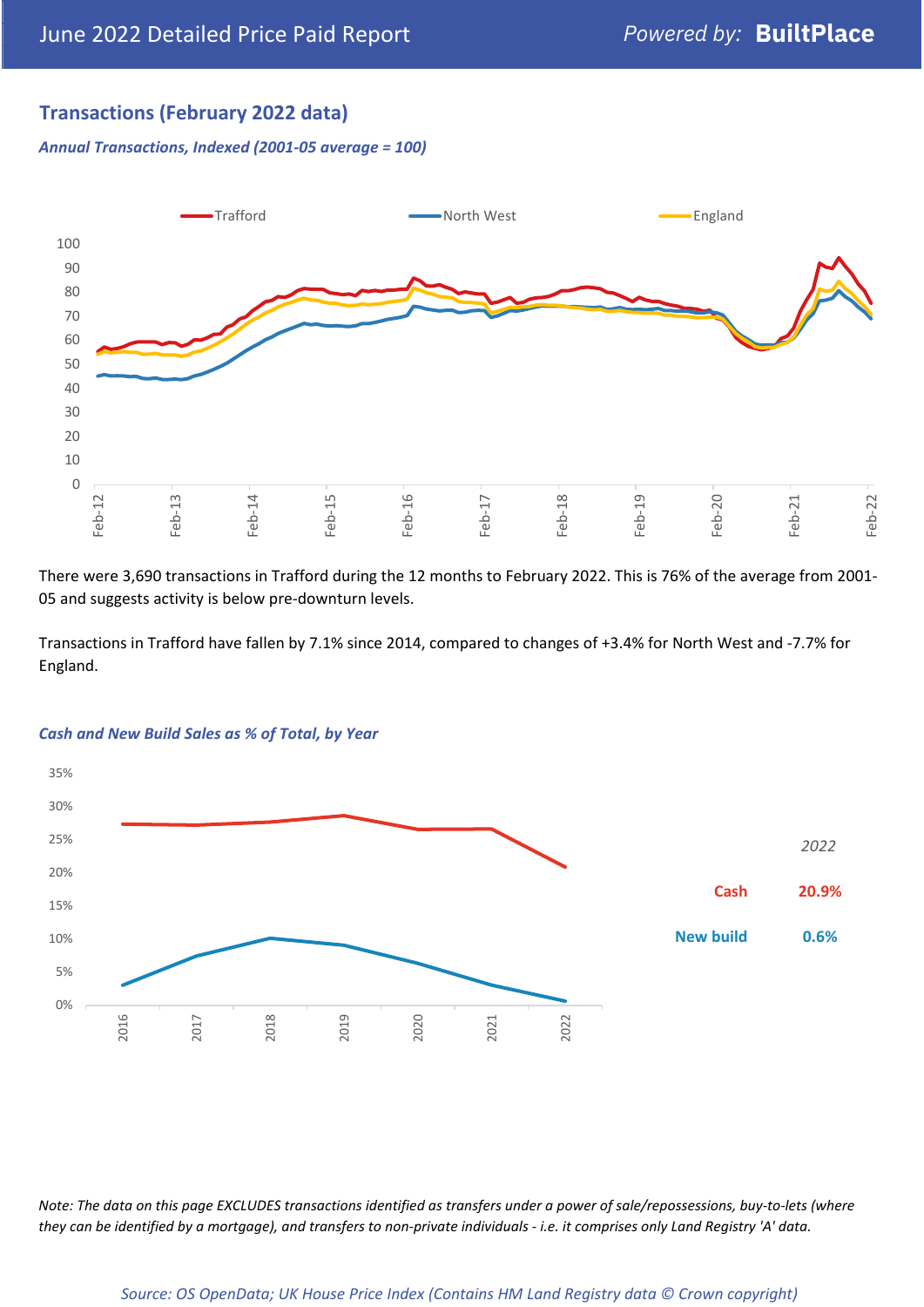## Transactions (February 2022 data)

*Annual Transactions, Indexed (2001-05 average = 100)*

There were 3,690 transactions in Trafford during the 12 months to February 2022. This is 76% of the average from 2001-05 and suggests activity is below pre-downturn levels.

Transactions in Trafford have fallen by 7.1% since 2014, compared to changes of +3.4% for North West and -7.7% for England.

*Cash and New Build Sales as % of Total, by Year*

| *2022* | |
|---|---|
| Cash | 20.9% |
| New build | 0.6% |

*Note: The data on this page EXCLUDES transactions identified as transfers under a power of sale/repossessions, buy-to-lets (where they can be identified by a mortgage), and transfers to non-private individuals - i.e. it comprises only Land Registry 'A' data.*

*Source: OS OpenData; UK House Price Index (Contains HM Land Registry data © Crown copyright)*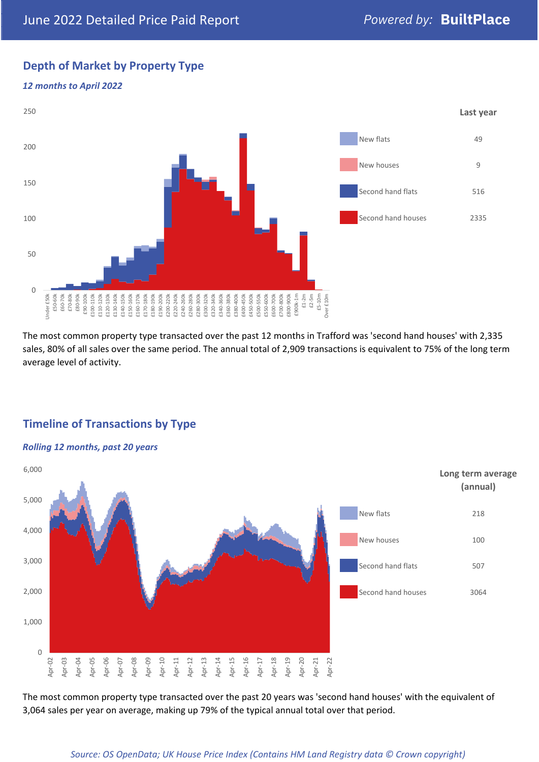# June 2022 Detailed Price Paid Report

*Powered by:* **BuiltPlace**

## Depth of Market by Property Type

*12 months to April 2022*

250
200
150
100
50
0

Under £50k, £50-60k, £60-70k, £70-80k, £80-90k, £90-100k, £100-110k, £110-120k, £120-130k, £130-140k, £140-150k, £150-160k, £160-170k, £170-180k, £180-190k, £190-200k, £200-220k, £220-240k, £240-260k, £260-280k, £280-300k, £300-320k, £320-340k, £340-360k, £360-380k, £380-400k, £400-450k, £450-500k, £500-550k, £550-600k, £600-700k, £700-800k, £800-900k, £900k-1m, £1-2m, £2-5m, £5-10m, Over £10m

Last year

New flats 49

New houses 9

Second hand flats 516

Second hand houses 2335

The most common property type transacted over the past 12 months in Trafford was 'second hand houses' with 2,335 sales, 80% of all sales over the same period. The annual total of 2,909 transactions is equivalent to 75% of the long term average level of activity.

## Timeline of Transactions by Type

*Rolling 12 months, past 20 years*

6,000
5,000
4,000
3,000
2,000
1,000
0

Apr-02, Apr-03, Apr-04, Apr-05, Apr-06, Apr-07, Apr-08, Apr-09, Apr-10, Apr-11, Apr-12, Apr-13, Apr-14, Apr-15, Apr-16, Apr-17, Apr-18, Apr-19, Apr-20, Apr-21, Apr-22

Long term average (annual)

New flats 218

New houses 100

Second hand flats 507

Second hand houses 3064

The most common property type transacted over the past 20 years was 'second hand houses' with the equivalent of 3,064 sales per year on average, making up 79% of the typical annual total over that period.

*Source: OS OpenData; UK House Price Index (Contains HM Land Registry data © Crown copyright)*